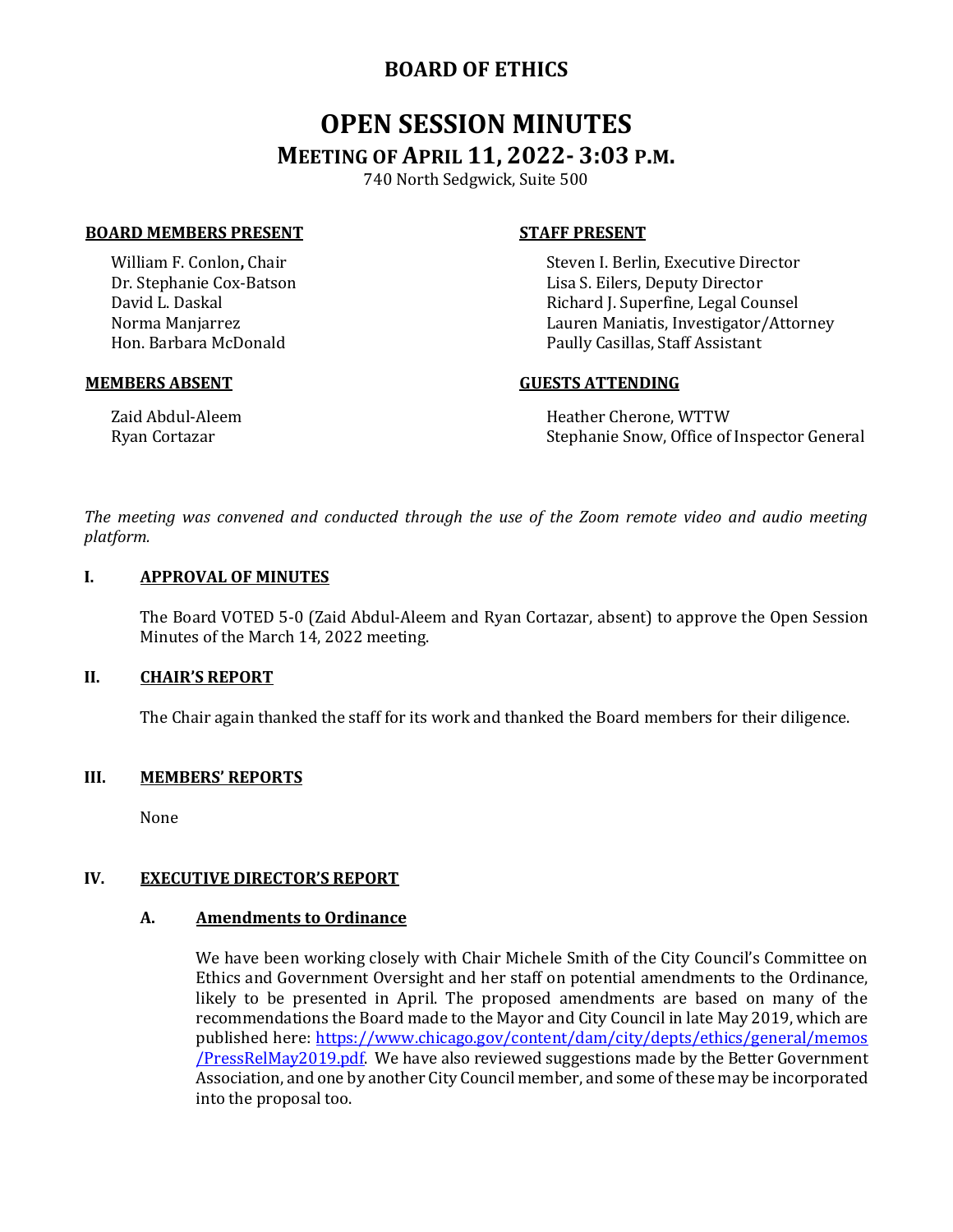# BOARD OF ETHICS

## OPEN SESSION MINUTES

### MEETING OF APRIL 11, 2022- 3:03 P.M.

740 North Sedgwick, Suite 500

**BOARD MEMBERS PRESENT**

William F. Conlon, Chair
Dr. Stephanie Cox-Batson
David L. Daskal
Norma Manjarrez
Hon. Barbara McDonald

**STAFF PRESENT**

Steven I. Berlin, Executive Director
Lisa S. Eilers, Deputy Director
Richard J. Superfine, Legal Counsel
Lauren Maniatis, Investigator/Attorney
Paully Casillas, Staff Assistant

**MEMBERS ABSENT**

Zaid Abdul-Aleem
Ryan Cortazar

**GUESTS ATTENDING**

Heather Cherone, WTTW
Stephanie Snow, Office of Inspector General

*The meeting was convened and conducted through the use of the Zoom remote video and audio meeting platform.*

## I. APPROVAL OF MINUTES

The Board VOTED 5-0 (Zaid Abdul-Aleem and Ryan Cortazar, absent) to approve the Open Session Minutes of the March 14, 2022 meeting.

## II. CHAIR'S REPORT

The Chair again thanked the staff for its work and thanked the Board members for their diligence.

## III. MEMBERS' REPORTS

None

## IV. EXECUTIVE DIRECTOR'S REPORT

### A. Amendments to Ordinance

We have been working closely with Chair Michele Smith of the City Council's Committee on Ethics and Government Oversight and her staff on potential amendments to the Ordinance, likely to be presented in April. The proposed amendments are based on many of the recommendations the Board made to the Mayor and City Council in late May 2019, which are published here: https://www.chicago.gov/content/dam/city/depts/ethics/general/memos/PressRelMay2019.pdf. We have also reviewed suggestions made by the Better Government Association, and one by another City Council member, and some of these may be incorporated into the proposal too.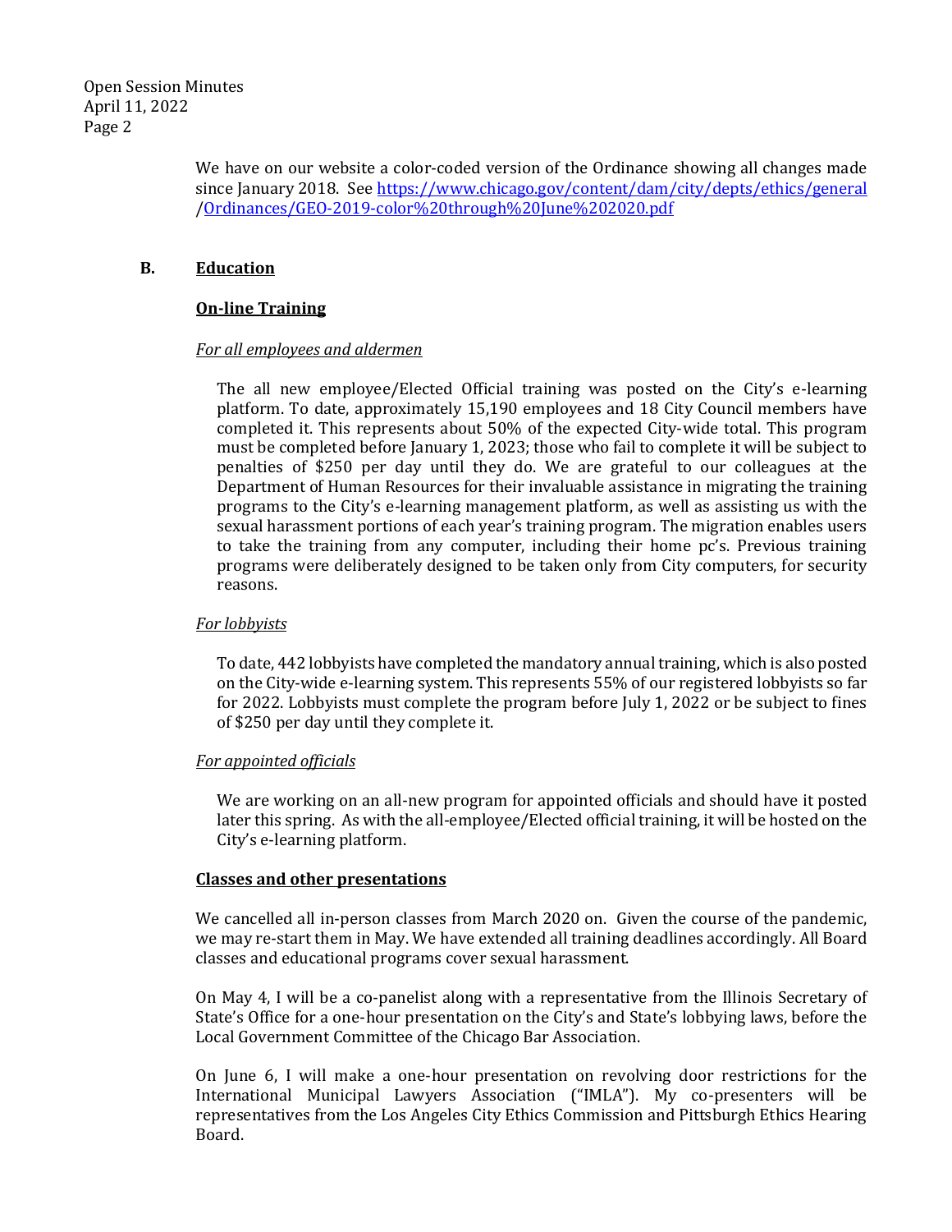We have on our website a color-coded version of the Ordinance showing all changes made since January 2018. See [https://www.chicago.gov/content/dam/city/depts/ethics/general/Ordinances/GEO-2019-color%20through%20June%202020.pdf](https://www.chicago.gov/content/dam/city/depts/ethics/general/Ordinances/GEO-2019-color%20through%20June%202020.pdf)

### B. Education

**On-line Training**

*For all employees and aldermen*

The all new employee/Elected Official training was posted on the City's e-learning platform. To date, approximately 15,190 employees and 18 City Council members have completed it. This represents about 50% of the expected City-wide total. This program must be completed before January 1, 2023; those who fail to complete it will be subject to penalties of $250 per day until they do. We are grateful to our colleagues at the Department of Human Resources for their invaluable assistance in migrating the training programs to the City's e-learning management platform, as well as assisting us with the sexual harassment portions of each year's training program. The migration enables users to take the training from any computer, including their home pc's. Previous training programs were deliberately designed to be taken only from City computers, for security reasons.

*For lobbyists*

To date, 442 lobbyists have completed the mandatory annual training, which is also posted on the City-wide e-learning system. This represents 55% of our registered lobbyists so far for 2022. Lobbyists must complete the program before July 1, 2022 or be subject to fines of $250 per day until they complete it.

*For appointed officials*

We are working on an all-new program for appointed officials and should have it posted later this spring. As with the all-employee/Elected official training, it will be hosted on the City's e-learning platform.

**Classes and other presentations**

We cancelled all in-person classes from March 2020 on. Given the course of the pandemic, we may re-start them in May. We have extended all training deadlines accordingly. All Board classes and educational programs cover sexual harassment.

On May 4, I will be a co-panelist along with a representative from the Illinois Secretary of State's Office for a one-hour presentation on the City's and State's lobbying laws, before the Local Government Committee of the Chicago Bar Association.

On June 6, I will make a one-hour presentation on revolving door restrictions for the International Municipal Lawyers Association ("IMLA"). My co-presenters will be representatives from the Los Angeles City Ethics Commission and Pittsburgh Ethics Hearing Board.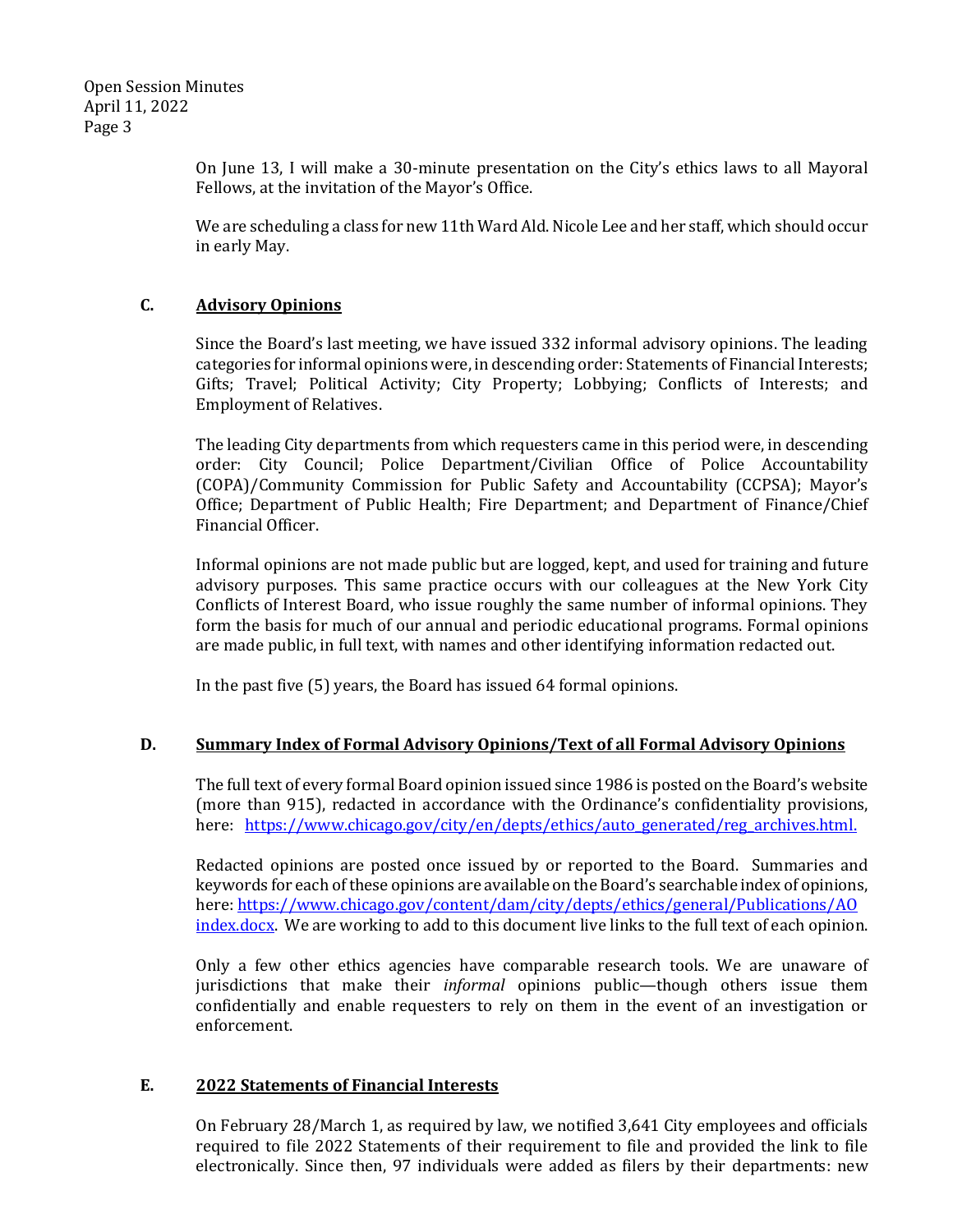On June 13, I will make a 30-minute presentation on the City's ethics laws to all Mayoral Fellows, at the invitation of the Mayor's Office.

We are scheduling a class for new 11th Ward Ald. Nicole Lee and her staff, which should occur in early May.

### C. Advisory Opinions

Since the Board's last meeting, we have issued 332 informal advisory opinions. The leading categories for informal opinions were, in descending order: Statements of Financial Interests; Gifts; Travel; Political Activity; City Property; Lobbying; Conflicts of Interests; and Employment of Relatives.

The leading City departments from which requesters came in this period were, in descending order: City Council; Police Department/Civilian Office of Police Accountability (COPA)/Community Commission for Public Safety and Accountability (CCPSA); Mayor's Office; Department of Public Health; Fire Department; and Department of Finance/Chief Financial Officer.

Informal opinions are not made public but are logged, kept, and used for training and future advisory purposes. This same practice occurs with our colleagues at the New York City Conflicts of Interest Board, who issue roughly the same number of informal opinions. They form the basis for much of our annual and periodic educational programs. Formal opinions are made public, in full text, with names and other identifying information redacted out.

In the past five (5) years, the Board has issued 64 formal opinions.

### D. Summary Index of Formal Advisory Opinions/Text of all Formal Advisory Opinions

The full text of every formal Board opinion issued since 1986 is posted on the Board's website (more than 915), redacted in accordance with the Ordinance's confidentiality provisions, here: https://www.chicago.gov/city/en/depts/ethics/auto_generated/reg_archives.html.

Redacted opinions are posted once issued by or reported to the Board. Summaries and keywords for each of these opinions are available on the Board's searchable index of opinions, here: https://www.chicago.gov/content/dam/city/depts/ethics/general/Publications/AO index.docx. We are working to add to this document live links to the full text of each opinion.

Only a few other ethics agencies have comparable research tools. We are unaware of jurisdictions that make their *informal* opinions public—though others issue them confidentially and enable requesters to rely on them in the event of an investigation or enforcement.

### E. 2022 Statements of Financial Interests

On February 28/March 1, as required by law, we notified 3,641 City employees and officials required to file 2022 Statements of their requirement to file and provided the link to file electronically. Since then, 97 individuals were added as filers by their departments: new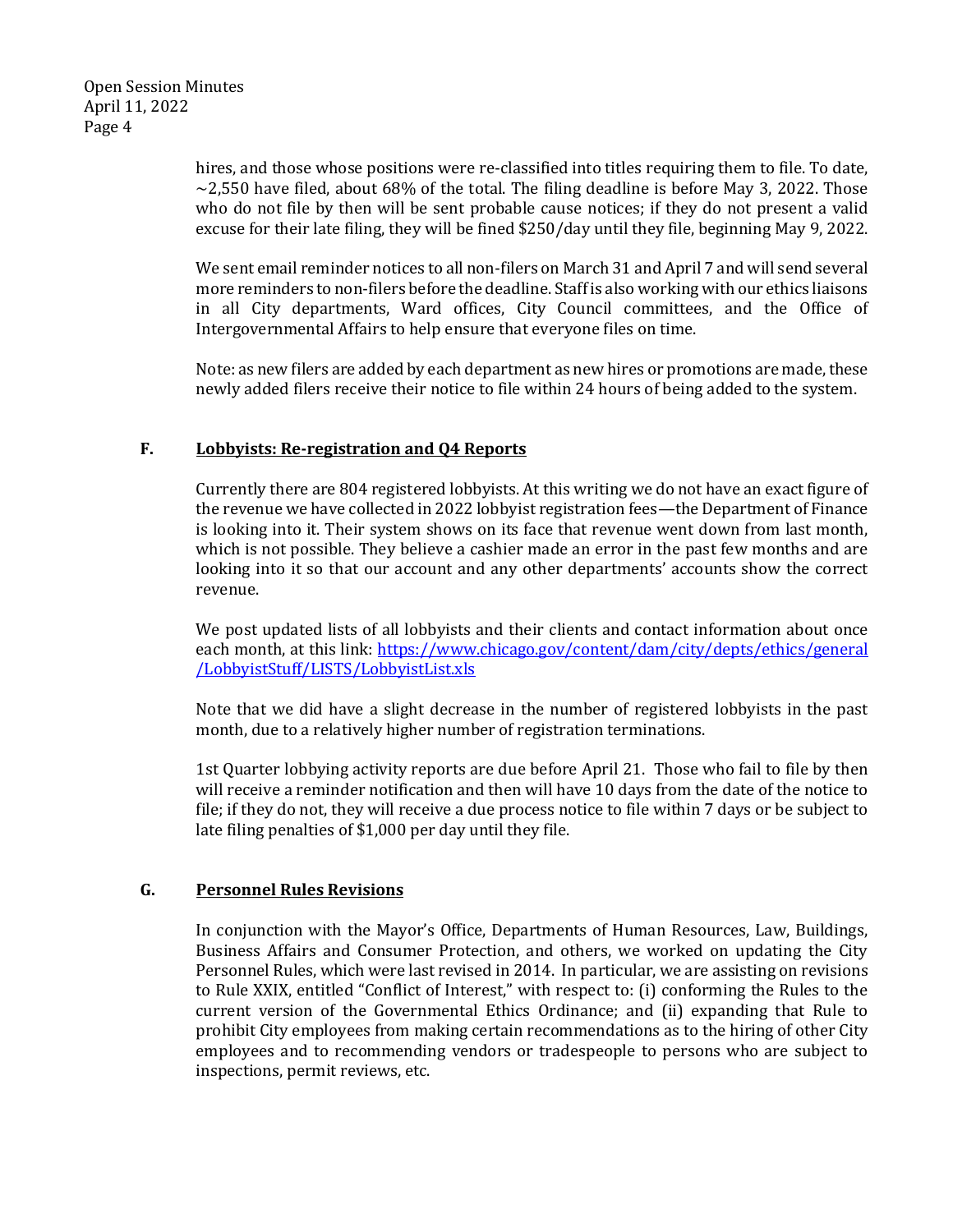hires, and those whose positions were re-classified into titles requiring them to file. To date, ~2,550 have filed, about 68% of the total. The filing deadline is before May 3, 2022. Those who do not file by then will be sent probable cause notices; if they do not present a valid excuse for their late filing, they will be fined $250/day until they file, beginning May 9, 2022.

We sent email reminder notices to all non-filers on March 31 and April 7 and will send several more reminders to non-filers before the deadline. Staff is also working with our ethics liaisons in all City departments, Ward offices, City Council committees, and the Office of Intergovernmental Affairs to help ensure that everyone files on time.

Note: as new filers are added by each department as new hires or promotions are made, these newly added filers receive their notice to file within 24 hours of being added to the system.

**F. <u>Lobbyists: Re-registration and Q4 Reports</u>**

Currently there are 804 registered lobbyists. At this writing we do not have an exact figure of the revenue we have collected in 2022 lobbyist registration fees—the Department of Finance is looking into it. Their system shows on its face that revenue went down from last month, which is not possible. They believe a cashier made an error in the past few months and are looking into it so that our account and any other departments' accounts show the correct revenue.

We post updated lists of all lobbyists and their clients and contact information about once each month, at this link: https://www.chicago.gov/content/dam/city/depts/ethics/general/LobbyistStuff/LISTS/LobbyistList.xls

Note that we did have a slight decrease in the number of registered lobbyists in the past month, due to a relatively higher number of registration terminations.

1st Quarter lobbying activity reports are due before April 21. Those who fail to file by then will receive a reminder notification and then will have 10 days from the date of the notice to file; if they do not, they will receive a due process notice to file within 7 days or be subject to late filing penalties of $1,000 per day until they file.

**G. <u>Personnel Rules Revisions</u>**

In conjunction with the Mayor's Office, Departments of Human Resources, Law, Buildings, Business Affairs and Consumer Protection, and others, we worked on updating the City Personnel Rules, which were last revised in 2014. In particular, we are assisting on revisions to Rule XXIX, entitled "Conflict of Interest," with respect to: (i) conforming the Rules to the current version of the Governmental Ethics Ordinance; and (ii) expanding that Rule to prohibit City employees from making certain recommendations as to the hiring of other City employees and to recommending vendors or tradespeople to persons who are subject to inspections, permit reviews, etc.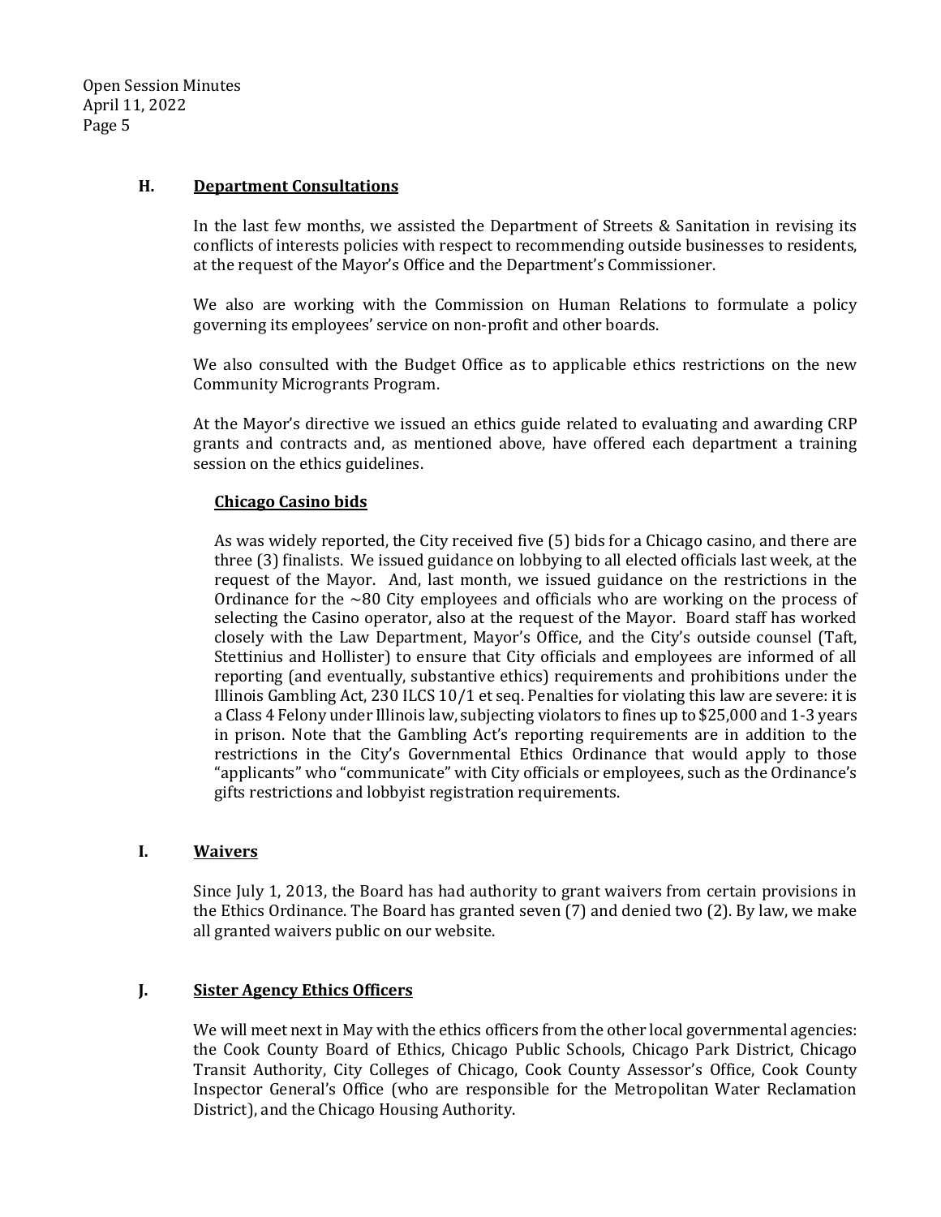### H. Department Consultations

In the last few months, we assisted the Department of Streets & Sanitation in revising its conflicts of interests policies with respect to recommending outside businesses to residents, at the request of the Mayor's Office and the Department's Commissioner.

We also are working with the Commission on Human Relations to formulate a policy governing its employees' service on non-profit and other boards.

We also consulted with the Budget Office as to applicable ethics restrictions on the new Community Microgrants Program.

At the Mayor's directive we issued an ethics guide related to evaluating and awarding CRP grants and contracts and, as mentioned above, have offered each department a training session on the ethics guidelines.

#### Chicago Casino bids

As was widely reported, the City received five (5) bids for a Chicago casino, and there are three (3) finalists. We issued guidance on lobbying to all elected officials last week, at the request of the Mayor. And, last month, we issued guidance on the restrictions in the Ordinance for the ~80 City employees and officials who are working on the process of selecting the Casino operator, also at the request of the Mayor. Board staff has worked closely with the Law Department, Mayor's Office, and the City's outside counsel (Taft, Stettinius and Hollister) to ensure that City officials and employees are informed of all reporting (and eventually, substantive ethics) requirements and prohibitions under the Illinois Gambling Act, 230 ILCS 10/1 et seq. Penalties for violating this law are severe: it is a Class 4 Felony under Illinois law, subjecting violators to fines up to $25,000 and 1-3 years in prison. Note that the Gambling Act's reporting requirements are in addition to the restrictions in the City's Governmental Ethics Ordinance that would apply to those "applicants" who "communicate" with City officials or employees, such as the Ordinance's gifts restrictions and lobbyist registration requirements.

### I. Waivers

Since July 1, 2013, the Board has had authority to grant waivers from certain provisions in the Ethics Ordinance. The Board has granted seven (7) and denied two (2). By law, we make all granted waivers public on our website.

### J. Sister Agency Ethics Officers

We will meet next in May with the ethics officers from the other local governmental agencies: the Cook County Board of Ethics, Chicago Public Schools, Chicago Park District, Chicago Transit Authority, City Colleges of Chicago, Cook County Assessor's Office, Cook County Inspector General's Office (who are responsible for the Metropolitan Water Reclamation District), and the Chicago Housing Authority.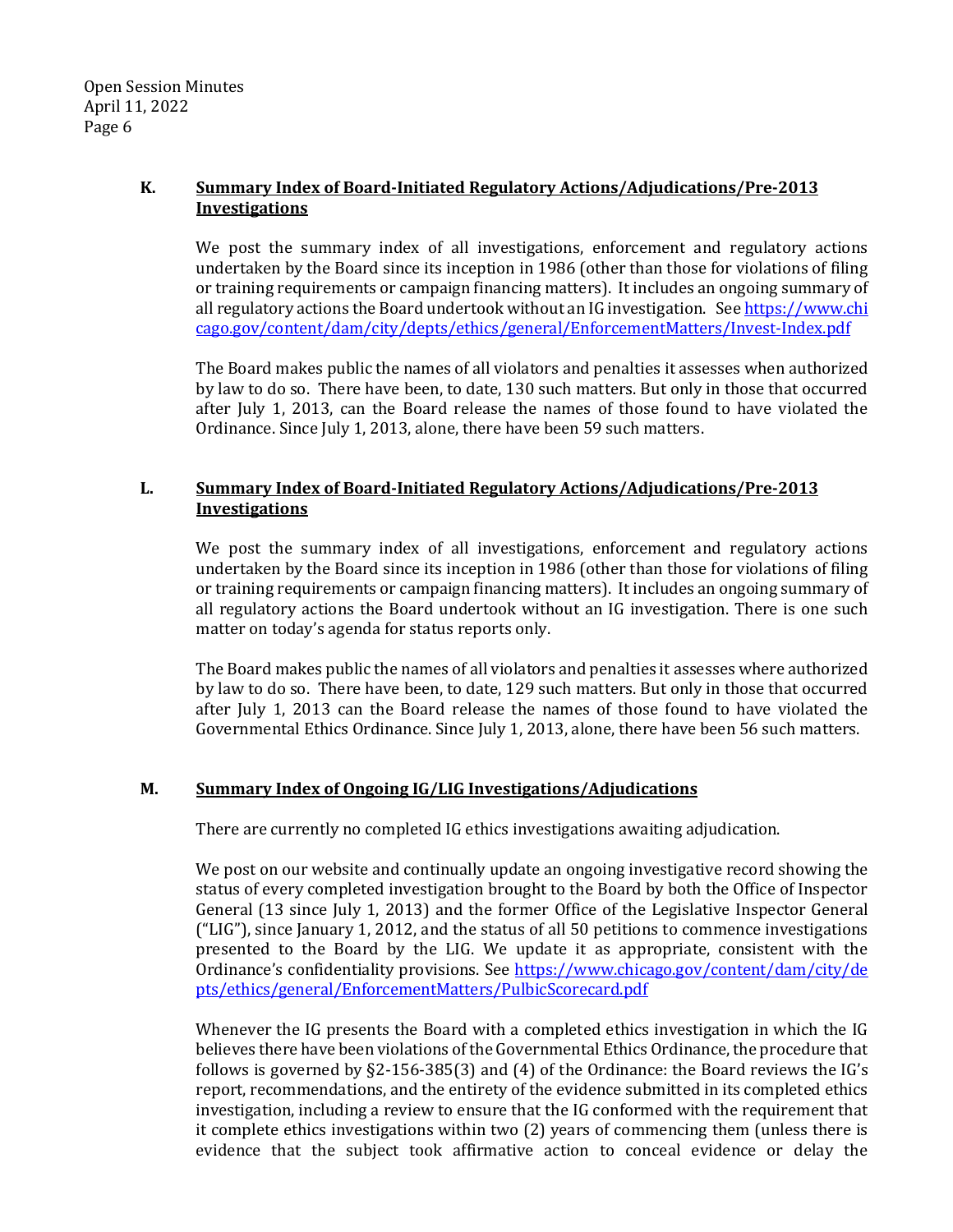### K. **Summary Index of Board-Initiated Regulatory Actions/Adjudications/Pre-2013 Investigations**

We post the summary index of all investigations, enforcement and regulatory actions undertaken by the Board since its inception in 1986 (other than those for violations of filing or training requirements or campaign financing matters). It includes an ongoing summary of all regulatory actions the Board undertook without an IG investigation. See https://www.chicago.gov/content/dam/city/depts/ethics/general/EnforcementMatters/Invest-Index.pdf

The Board makes public the names of all violators and penalties it assesses when authorized by law to do so. There have been, to date, 130 such matters. But only in those that occurred after July 1, 2013, can the Board release the names of those found to have violated the Ordinance. Since July 1, 2013, alone, there have been 59 such matters.

### L. **Summary Index of Board-Initiated Regulatory Actions/Adjudications/Pre-2013 Investigations**

We post the summary index of all investigations, enforcement and regulatory actions undertaken by the Board since its inception in 1986 (other than those for violations of filing or training requirements or campaign financing matters). It includes an ongoing summary of all regulatory actions the Board undertook without an IG investigation. There is one such matter on today's agenda for status reports only.

The Board makes public the names of all violators and penalties it assesses where authorized by law to do so. There have been, to date, 129 such matters. But only in those that occurred after July 1, 2013 can the Board release the names of those found to have violated the Governmental Ethics Ordinance. Since July 1, 2013, alone, there have been 56 such matters.

### M. **Summary Index of Ongoing IG/LIG Investigations/Adjudications**

There are currently no completed IG ethics investigations awaiting adjudication.

We post on our website and continually update an ongoing investigative record showing the status of every completed investigation brought to the Board by both the Office of Inspector General (13 since July 1, 2013) and the former Office of the Legislative Inspector General ("LIG"), since January 1, 2012, and the status of all 50 petitions to commence investigations presented to the Board by the LIG. We update it as appropriate, consistent with the Ordinance's confidentiality provisions. See https://www.chicago.gov/content/dam/city/depts/ethics/general/EnforcementMatters/PulbicScorecard.pdf

Whenever the IG presents the Board with a completed ethics investigation in which the IG believes there have been violations of the Governmental Ethics Ordinance, the procedure that follows is governed by §2-156-385(3) and (4) of the Ordinance: the Board reviews the IG's report, recommendations, and the entirety of the evidence submitted in its completed ethics investigation, including a review to ensure that the IG conformed with the requirement that it complete ethics investigations within two (2) years of commencing them (unless there is evidence that the subject took affirmative action to conceal evidence or delay the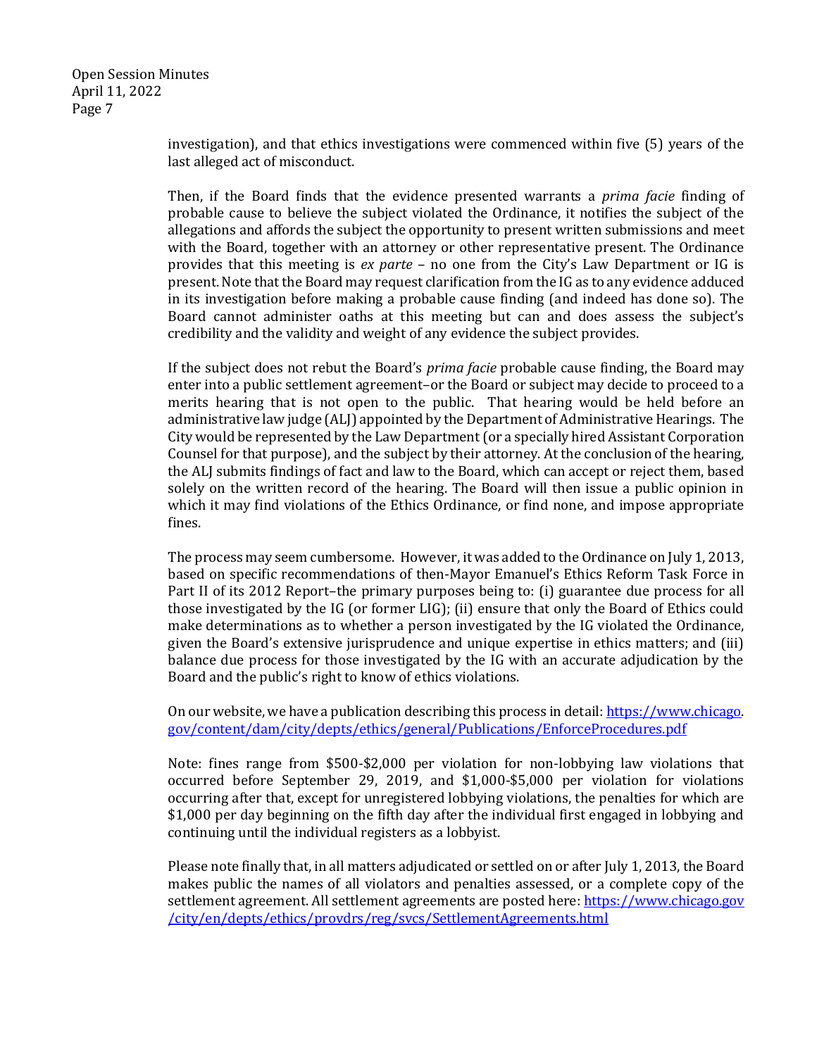investigation), and that ethics investigations were commenced within five (5) years of the last alleged act of misconduct.

Then, if the Board finds that the evidence presented warrants a *prima facie* finding of probable cause to believe the subject violated the Ordinance, it notifies the subject of the allegations and affords the subject the opportunity to present written submissions and meet with the Board, together with an attorney or other representative present. The Ordinance provides that this meeting is *ex parte* – no one from the City's Law Department or IG is present. Note that the Board may request clarification from the IG as to any evidence adduced in its investigation before making a probable cause finding (and indeed has done so). The Board cannot administer oaths at this meeting but can and does assess the subject's credibility and the validity and weight of any evidence the subject provides.

If the subject does not rebut the Board's *prima facie* probable cause finding, the Board may enter into a public settlement agreement–or the Board or subject may decide to proceed to a merits hearing that is not open to the public. That hearing would be held before an administrative law judge (ALJ) appointed by the Department of Administrative Hearings. The City would be represented by the Law Department (or a specially hired Assistant Corporation Counsel for that purpose), and the subject by their attorney. At the conclusion of the hearing, the ALJ submits findings of fact and law to the Board, which can accept or reject them, based solely on the written record of the hearing. The Board will then issue a public opinion in which it may find violations of the Ethics Ordinance, or find none, and impose appropriate fines.

The process may seem cumbersome. However, it was added to the Ordinance on July 1, 2013, based on specific recommendations of then-Mayor Emanuel's Ethics Reform Task Force in Part II of its 2012 Report–the primary purposes being to: (i) guarantee due process for all those investigated by the IG (or former LIG); (ii) ensure that only the Board of Ethics could make determinations as to whether a person investigated by the IG violated the Ordinance, given the Board's extensive jurisprudence and unique expertise in ethics matters; and (iii) balance due process for those investigated by the IG with an accurate adjudication by the Board and the public's right to know of ethics violations.

On our website, we have a publication describing this process in detail: https://www.chicago.gov/content/dam/city/depts/ethics/general/Publications/EnforceProcedures.pdf

Note: fines range from $500-$2,000 per violation for non-lobbying law violations that occurred before September 29, 2019, and $1,000-$5,000 per violation for violations occurring after that, except for unregistered lobbying violations, the penalties for which are $1,000 per day beginning on the fifth day after the individual first engaged in lobbying and continuing until the individual registers as a lobbyist.

Please note finally that, in all matters adjudicated or settled on or after July 1, 2013, the Board makes public the names of all violators and penalties assessed, or a complete copy of the settlement agreement. All settlement agreements are posted here: https://www.chicago.gov/city/en/depts/ethics/provdrs/reg/svcs/SettlementAgreements.html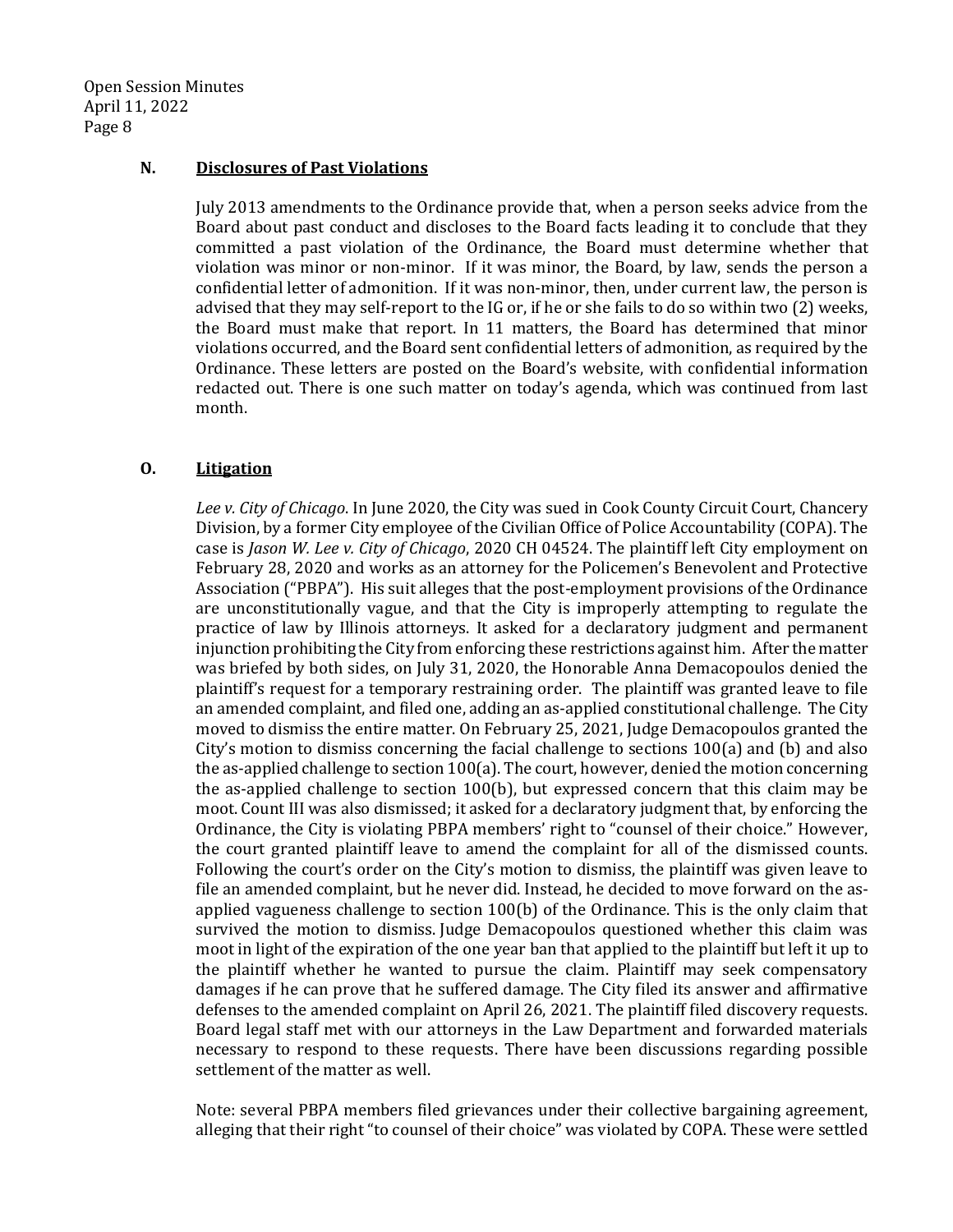### N. Disclosures of Past Violations

July 2013 amendments to the Ordinance provide that, when a person seeks advice from the Board about past conduct and discloses to the Board facts leading it to conclude that they committed a past violation of the Ordinance, the Board must determine whether that violation was minor or non-minor. If it was minor, the Board, by law, sends the person a confidential letter of admonition. If it was non-minor, then, under current law, the person is advised that they may self-report to the IG or, if he or she fails to do so within two (2) weeks, the Board must make that report. In 11 matters, the Board has determined that minor violations occurred, and the Board sent confidential letters of admonition, as required by the Ordinance. These letters are posted on the Board's website, with confidential information redacted out. There is one such matter on today's agenda, which was continued from last month.

### O. Litigation

*Lee v. City of Chicago*. In June 2020, the City was sued in Cook County Circuit Court, Chancery Division, by a former City employee of the Civilian Office of Police Accountability (COPA). The case is *Jason W. Lee v. City of Chicago*, 2020 CH 04524. The plaintiff left City employment on February 28, 2020 and works as an attorney for the Policemen's Benevolent and Protective Association ("PBPA"). His suit alleges that the post-employment provisions of the Ordinance are unconstitutionally vague, and that the City is improperly attempting to regulate the practice of law by Illinois attorneys. It asked for a declaratory judgment and permanent injunction prohibiting the City from enforcing these restrictions against him. After the matter was briefed by both sides, on July 31, 2020, the Honorable Anna Demacopoulos denied the plaintiff's request for a temporary restraining order. The plaintiff was granted leave to file an amended complaint, and filed one, adding an as-applied constitutional challenge. The City moved to dismiss the entire matter. On February 25, 2021, Judge Demacopoulos granted the City's motion to dismiss concerning the facial challenge to sections 100(a) and (b) and also the as-applied challenge to section 100(a). The court, however, denied the motion concerning the as-applied challenge to section 100(b), but expressed concern that this claim may be moot. Count III was also dismissed; it asked for a declaratory judgment that, by enforcing the Ordinance, the City is violating PBPA members' right to "counsel of their choice." However, the court granted plaintiff leave to amend the complaint for all of the dismissed counts. Following the court's order on the City's motion to dismiss, the plaintiff was given leave to file an amended complaint, but he never did. Instead, he decided to move forward on the as-applied vagueness challenge to section 100(b) of the Ordinance. This is the only claim that survived the motion to dismiss. Judge Demacopoulos questioned whether this claim was moot in light of the expiration of the one year ban that applied to the plaintiff but left it up to the plaintiff whether he wanted to pursue the claim. Plaintiff may seek compensatory damages if he can prove that he suffered damage. The City filed its answer and affirmative defenses to the amended complaint on April 26, 2021. The plaintiff filed discovery requests. Board legal staff met with our attorneys in the Law Department and forwarded materials necessary to respond to these requests. There have been discussions regarding possible settlement of the matter as well.

Note: several PBPA members filed grievances under their collective bargaining agreement, alleging that their right "to counsel of their choice" was violated by COPA. These were settled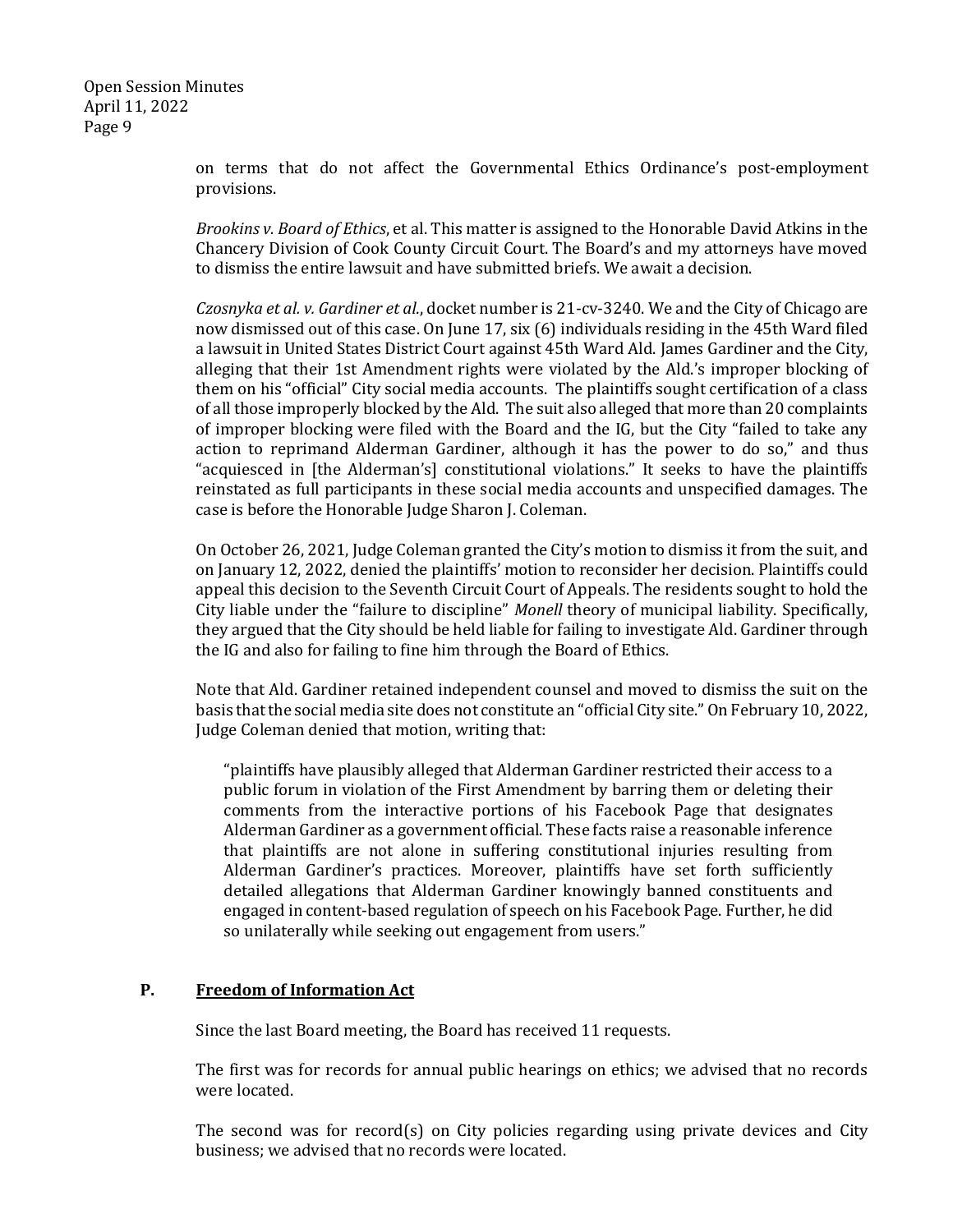on terms that do not affect the Governmental Ethics Ordinance's post-employment provisions.

*Brookins v. Board of Ethics*, et al. This matter is assigned to the Honorable David Atkins in the Chancery Division of Cook County Circuit Court. The Board's and my attorneys have moved to dismiss the entire lawsuit and have submitted briefs. We await a decision.

*Czosnyka et al. v. Gardiner et al.*, docket number is 21-cv-3240. We and the City of Chicago are now dismissed out of this case. On June 17, six (6) individuals residing in the 45th Ward filed a lawsuit in United States District Court against 45th Ward Ald. James Gardiner and the City, alleging that their 1st Amendment rights were violated by the Ald.'s improper blocking of them on his "official" City social media accounts. The plaintiffs sought certification of a class of all those improperly blocked by the Ald. The suit also alleged that more than 20 complaints of improper blocking were filed with the Board and the IG, but the City "failed to take any action to reprimand Alderman Gardiner, although it has the power to do so," and thus "acquiesced in [the Alderman's] constitutional violations." It seeks to have the plaintiffs reinstated as full participants in these social media accounts and unspecified damages. The case is before the Honorable Judge Sharon J. Coleman.

On October 26, 2021, Judge Coleman granted the City's motion to dismiss it from the suit, and on January 12, 2022, denied the plaintiffs' motion to reconsider her decision. Plaintiffs could appeal this decision to the Seventh Circuit Court of Appeals. The residents sought to hold the City liable under the "failure to discipline" *Monell* theory of municipal liability. Specifically, they argued that the City should be held liable for failing to investigate Ald. Gardiner through the IG and also for failing to fine him through the Board of Ethics.

Note that Ald. Gardiner retained independent counsel and moved to dismiss the suit on the basis that the social media site does not constitute an "official City site." On February 10, 2022, Judge Coleman denied that motion, writing that:

> "plaintiffs have plausibly alleged that Alderman Gardiner restricted their access to a public forum in violation of the First Amendment by barring them or deleting their comments from the interactive portions of his Facebook Page that designates Alderman Gardiner as a government official. These facts raise a reasonable inference that plaintiffs are not alone in suffering constitutional injuries resulting from Alderman Gardiner's practices. Moreover, plaintiffs have set forth sufficiently detailed allegations that Alderman Gardiner knowingly banned constituents and engaged in content-based regulation of speech on his Facebook Page. Further, he did so unilaterally while seeking out engagement from users."

## P. <u>Freedom of Information Act</u>

Since the last Board meeting, the Board has received 11 requests.

The first was for records for annual public hearings on ethics; we advised that no records were located.

The second was for record(s) on City policies regarding using private devices and City business; we advised that no records were located.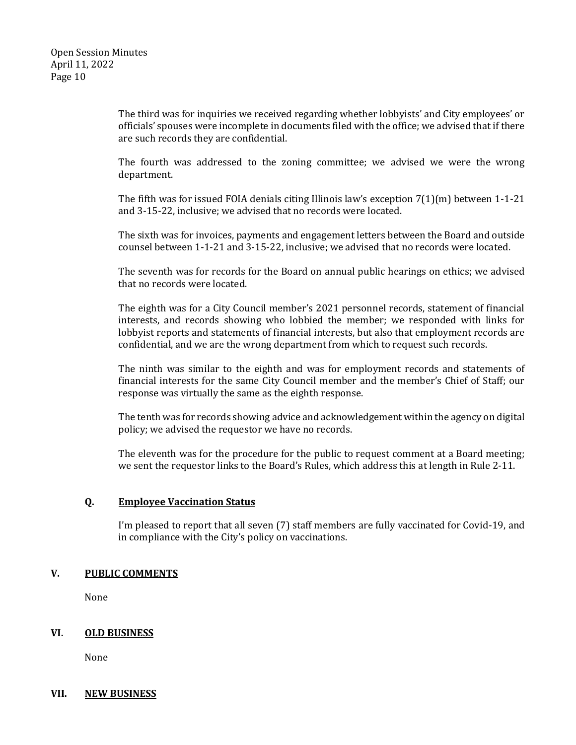The third was for inquiries we received regarding whether lobbyists' and City employees' or officials' spouses were incomplete in documents filed with the office; we advised that if there are such records they are confidential.

The fourth was addressed to the zoning committee; we advised we were the wrong department.

The fifth was for issued FOIA denials citing Illinois law's exception 7(1)(m) between 1-1-21 and 3-15-22, inclusive; we advised that no records were located.

The sixth was for invoices, payments and engagement letters between the Board and outside counsel between 1-1-21 and 3-15-22, inclusive; we advised that no records were located.

The seventh was for records for the Board on annual public hearings on ethics; we advised that no records were located.

The eighth was for a City Council member's 2021 personnel records, statement of financial interests, and records showing who lobbied the member; we responded with links for lobbyist reports and statements of financial interests, but also that employment records are confidential, and we are the wrong department from which to request such records.

The ninth was similar to the eighth and was for employment records and statements of financial interests for the same City Council member and the member's Chief of Staff; our response was virtually the same as the eighth response.

The tenth was for records showing advice and acknowledgement within the agency on digital policy; we advised the requestor we have no records.

The eleventh was for the procedure for the public to request comment at a Board meeting; we sent the requestor links to the Board's Rules, which address this at length in Rule 2-11.

### Q. <u>Employee Vaccination Status</u>

I'm pleased to report that all seven (7) staff members are fully vaccinated for Covid-19, and in compliance with the City's policy on vaccinations.

## V. <u>PUBLIC COMMENTS</u>

None

## VI. <u>OLD BUSINESS</u>

None

## VII. <u>NEW BUSINESS</u>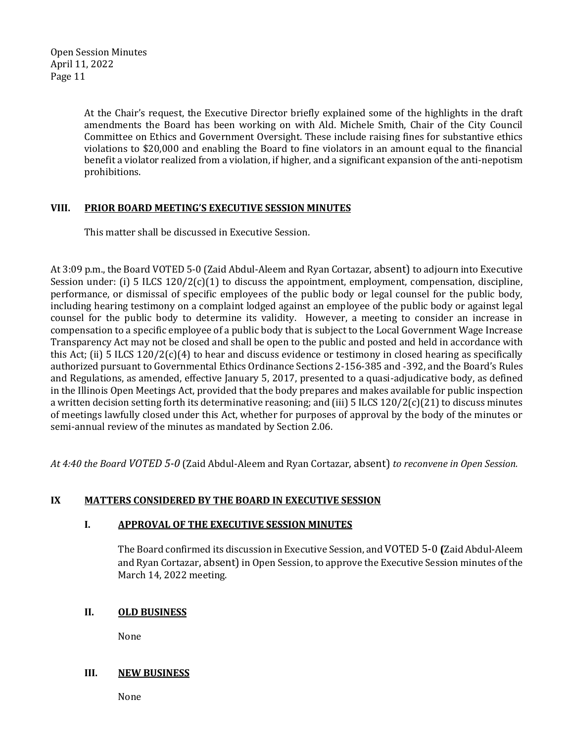At the Chair's request, the Executive Director briefly explained some of the highlights in the draft amendments the Board has been working on with Ald. Michele Smith, Chair of the City Council Committee on Ethics and Government Oversight. These include raising fines for substantive ethics violations to $20,000 and enabling the Board to fine violators in an amount equal to the financial benefit a violator realized from a violation, if higher, and a significant expansion of the anti-nepotism prohibitions.

## VIII. PRIOR BOARD MEETING'S EXECUTIVE SESSION MINUTES

This matter shall be discussed in Executive Session.

At 3:09 p.m., the Board VOTED 5-0 (Zaid Abdul-Aleem and Ryan Cortazar, absent) to adjourn into Executive Session under: (i) 5 ILCS 120/2(c)(1) to discuss the appointment, employment, compensation, discipline, performance, or dismissal of specific employees of the public body or legal counsel for the public body, including hearing testimony on a complaint lodged against an employee of the public body or against legal counsel for the public body to determine its validity. However, a meeting to consider an increase in compensation to a specific employee of a public body that is subject to the Local Government Wage Increase Transparency Act may not be closed and shall be open to the public and posted and held in accordance with this Act; (ii) 5 ILCS 120/2(c)(4) to hear and discuss evidence or testimony in closed hearing as specifically authorized pursuant to Governmental Ethics Ordinance Sections 2-156-385 and -392, and the Board's Rules and Regulations, as amended, effective January 5, 2017, presented to a quasi-adjudicative body, as defined in the Illinois Open Meetings Act, provided that the body prepares and makes available for public inspection a written decision setting forth its determinative reasoning; and (iii) 5 ILCS 120/2(c)(21) to discuss minutes of meetings lawfully closed under this Act, whether for purposes of approval by the body of the minutes or semi-annual review of the minutes as mandated by Section 2.06.

*At 4:40 the Board VOTED 5-0* (Zaid Abdul-Aleem and Ryan Cortazar, absent) *to reconvene in Open Session.*

## IX MATTERS CONSIDERED BY THE BOARD IN EXECUTIVE SESSION

### I. APPROVAL OF THE EXECUTIVE SESSION MINUTES

The Board confirmed its discussion in Executive Session, and VOTED 5-0 **(**Zaid Abdul-Aleem and Ryan Cortazar, absent) in Open Session, to approve the Executive Session minutes of the March 14, 2022 meeting.

### II. OLD BUSINESS

None

### III. NEW BUSINESS

None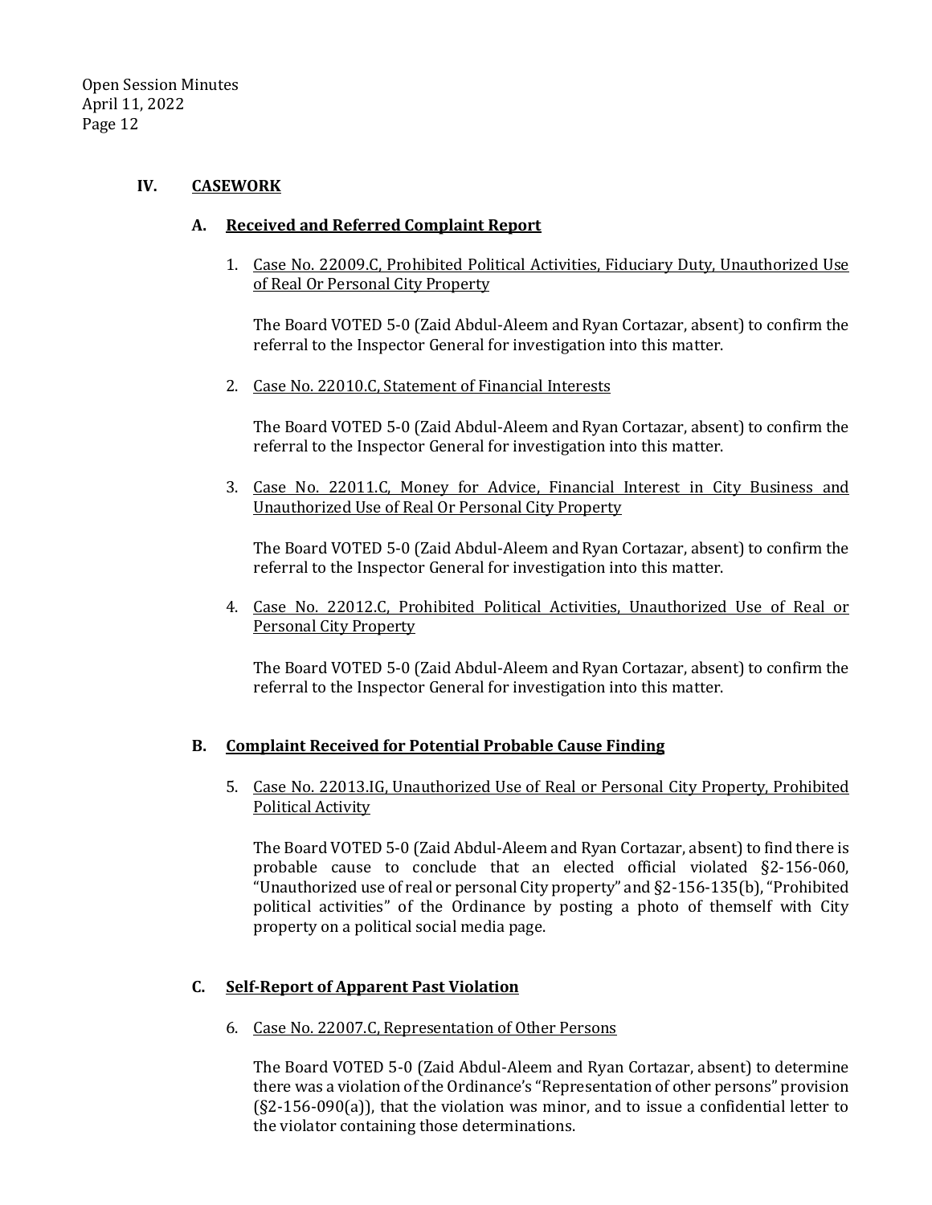## IV. CASEWORK

### A. Received and Referred Complaint Report

1. Case No. 22009.C, Prohibited Political Activities, Fiduciary Duty, Unauthorized Use of Real Or Personal City Property

   The Board VOTED 5-0 (Zaid Abdul-Aleem and Ryan Cortazar, absent) to confirm the referral to the Inspector General for investigation into this matter.

2. Case No. 22010.C, Statement of Financial Interests

   The Board VOTED 5-0 (Zaid Abdul-Aleem and Ryan Cortazar, absent) to confirm the referral to the Inspector General for investigation into this matter.

3. Case No. 22011.C, Money for Advice, Financial Interest in City Business and Unauthorized Use of Real Or Personal City Property

   The Board VOTED 5-0 (Zaid Abdul-Aleem and Ryan Cortazar, absent) to confirm the referral to the Inspector General for investigation into this matter.

4. Case No. 22012.C, Prohibited Political Activities, Unauthorized Use of Real or Personal City Property

   The Board VOTED 5-0 (Zaid Abdul-Aleem and Ryan Cortazar, absent) to confirm the referral to the Inspector General for investigation into this matter.

### B. Complaint Received for Potential Probable Cause Finding

5. Case No. 22013.IG, Unauthorized Use of Real or Personal City Property, Prohibited Political Activity

   The Board VOTED 5-0 (Zaid Abdul-Aleem and Ryan Cortazar, absent) to find there is probable cause to conclude that an elected official violated §2-156-060, "Unauthorized use of real or personal City property" and §2-156-135(b), "Prohibited political activities" of the Ordinance by posting a photo of themself with City property on a political social media page.

### C. Self-Report of Apparent Past Violation

6. Case No. 22007.C, Representation of Other Persons

   The Board VOTED 5-0 (Zaid Abdul-Aleem and Ryan Cortazar, absent) to determine there was a violation of the Ordinance's "Representation of other persons" provision (§2-156-090(a)), that the violation was minor, and to issue a confidential letter to the violator containing those determinations.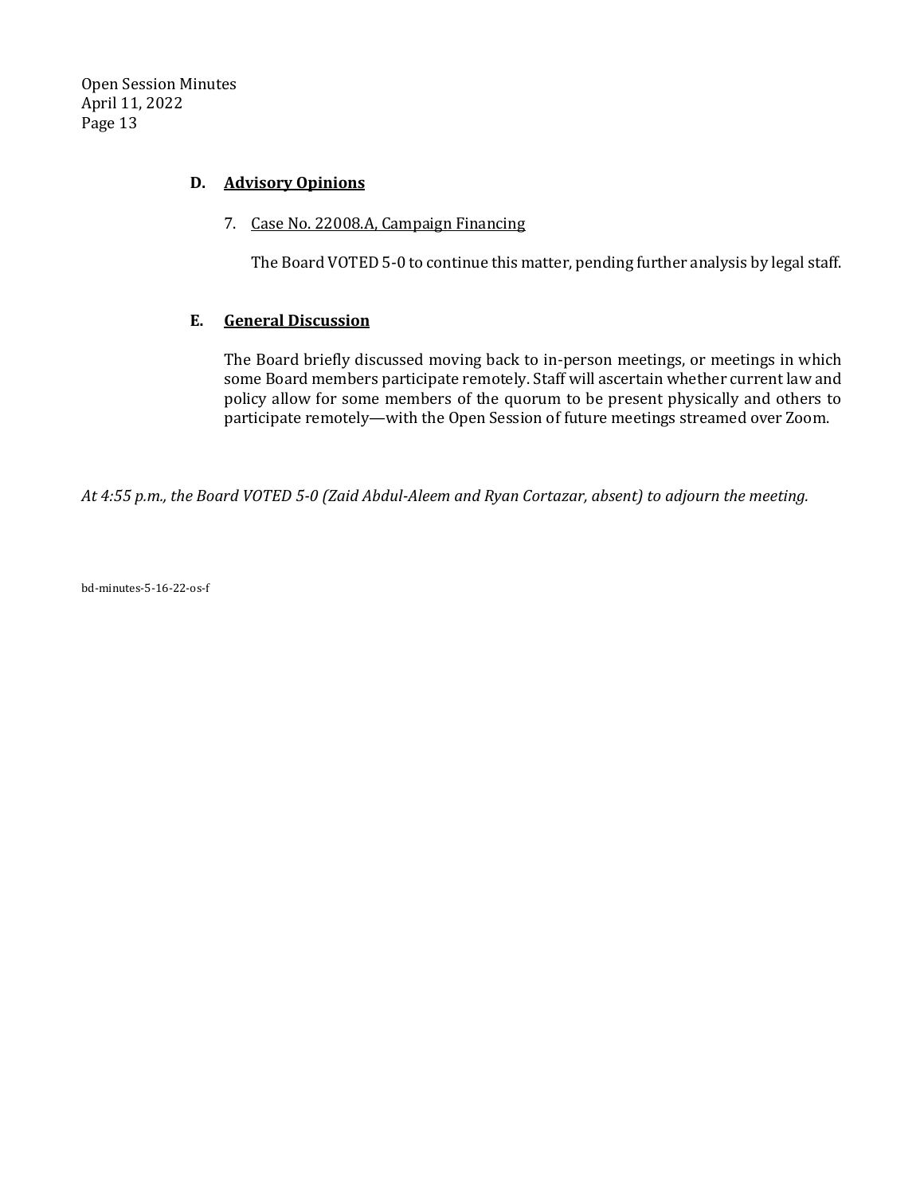**D. Advisory Opinions**

7. Case No. 22008.A, Campaign Financing

   The Board VOTED 5-0 to continue this matter, pending further analysis by legal staff.

**E. General Discussion**

The Board briefly discussed moving back to in-person meetings, or meetings in which some Board members participate remotely. Staff will ascertain whether current law and policy allow for some members of the quorum to be present physically and others to participate remotely—with the Open Session of future meetings streamed over Zoom.

*At 4:55 p.m., the Board VOTED 5-0 (Zaid Abdul-Aleem and Ryan Cortazar, absent) to adjourn the meeting.*

bd-minutes-5-16-22-os-f